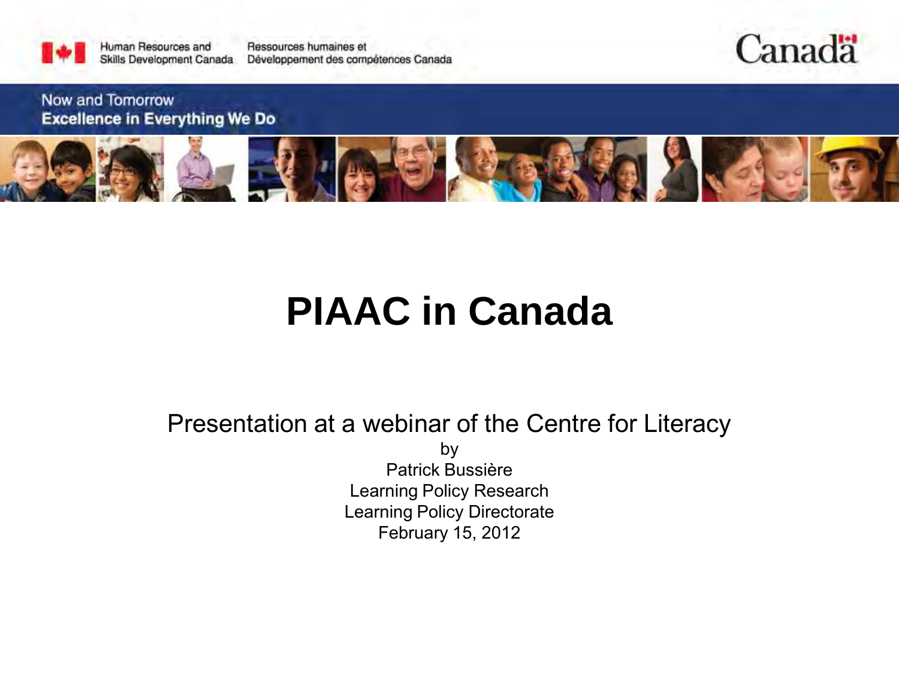Human Resources and Skills Development Canada | Ressources humaines et Développement des compétences Canada

Canada

Now and Tomorrow
**Excellence in Everything We Do**

# PIAAC in Canada

Presentation at a webinar of the Centre for Literacy

by

Patrick Bussière

Learning Policy Research

Learning Policy Directorate

February 15, 2012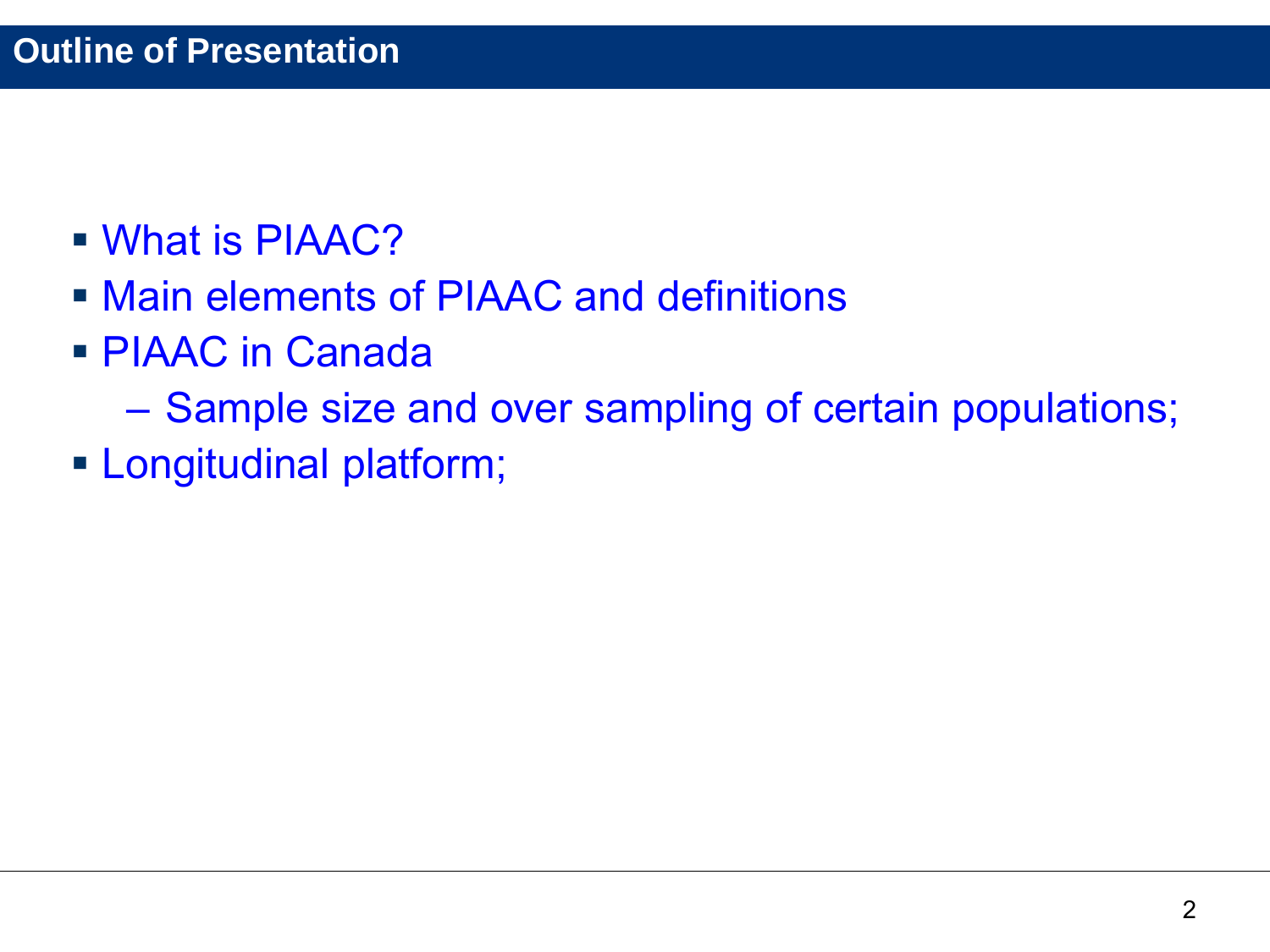# Outline of Presentation

- What is PIAAC?
- Main elements of PIAAC and definitions
- PIAAC in Canada
  - Sample size and over sampling of certain populations;
- Longitudinal platform;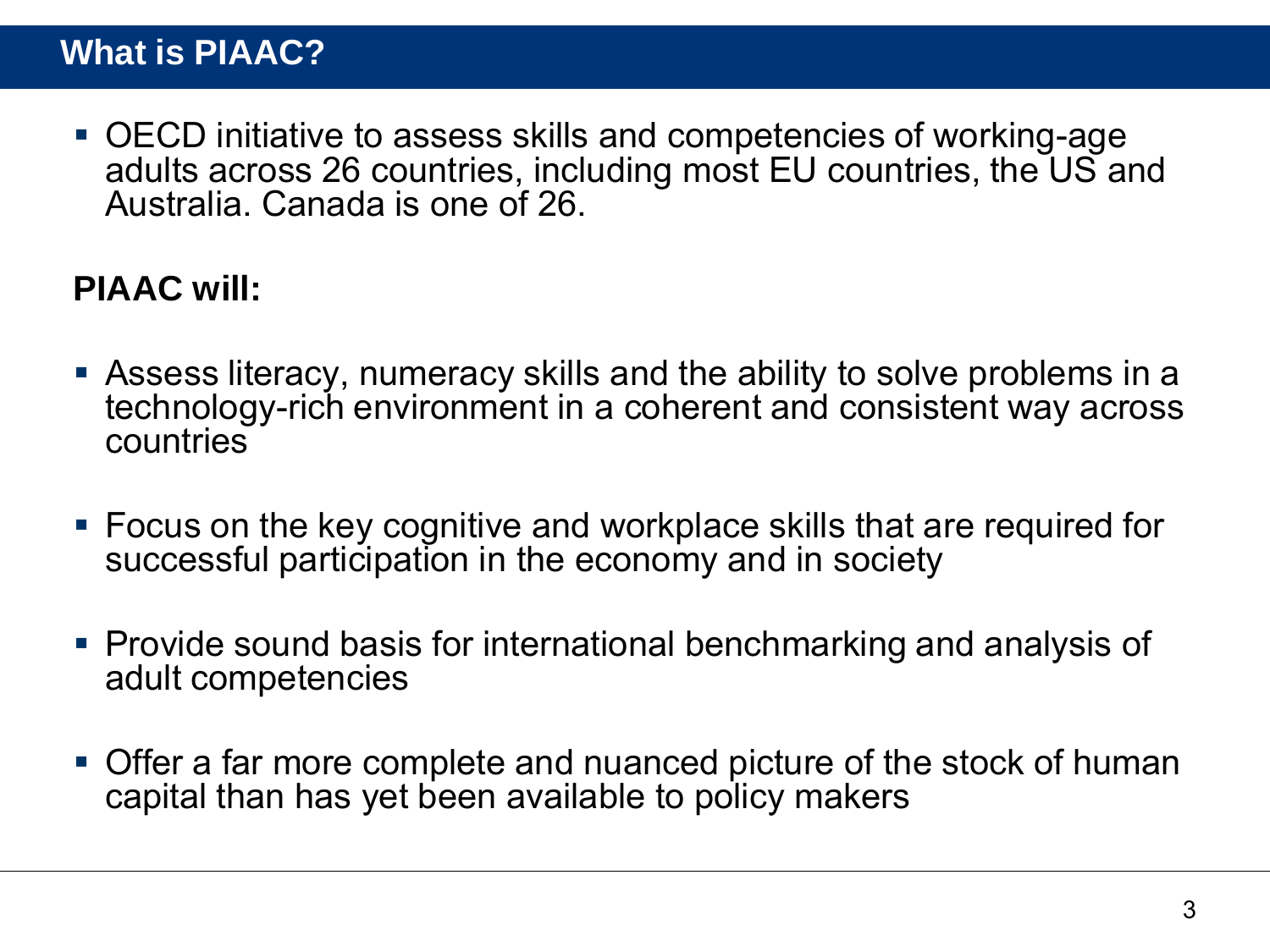## What is PIAAC?

- OECD initiative to assess skills and competencies of working-age adults across 26 countries, including most EU countries, the US and Australia. Canada is one of 26.

**PIAAC will:**

- Assess literacy, numeracy skills and the ability to solve problems in a technology-rich environment in a coherent and consistent way across countries
- Focus on the key cognitive and workplace skills that are required for successful participation in the economy and in society
- Provide sound basis for international benchmarking and analysis of adult competencies
- Offer a far more complete and nuanced picture of the stock of human capital than has yet been available to policy makers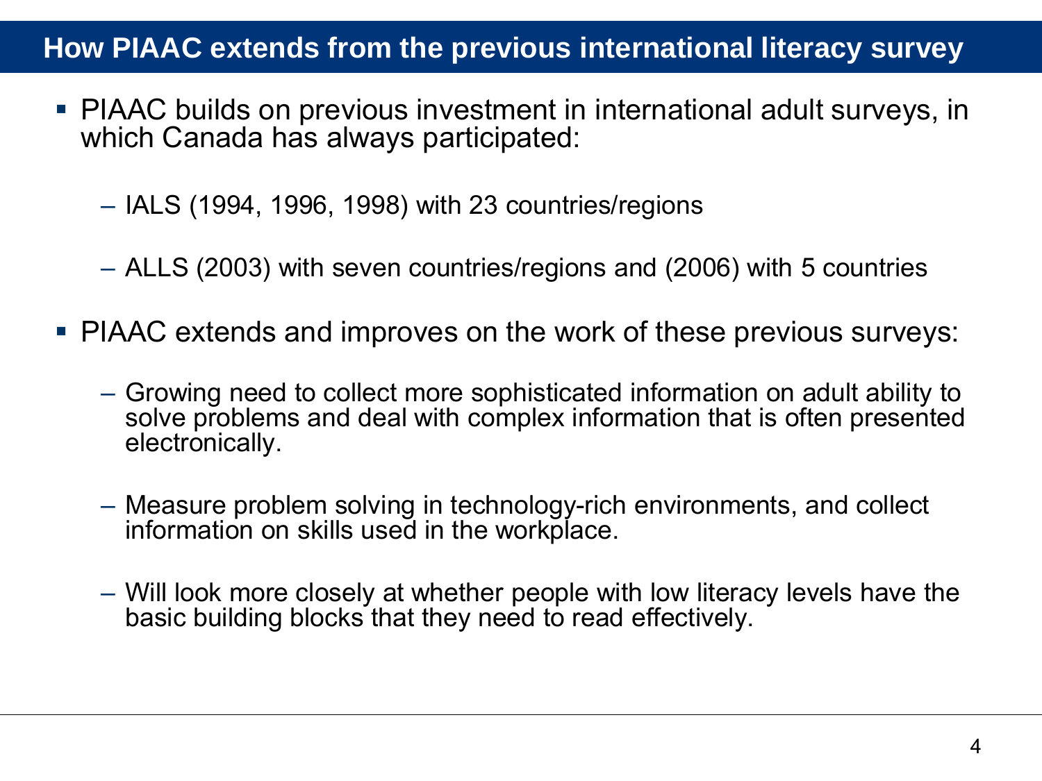## How PIAAC extends from the previous international literacy survey

- PIAAC builds on previous investment in international adult surveys, in which Canada has always participated:
  - IALS (1994, 1996, 1998) with 23 countries/regions
  - ALLS (2003) with seven countries/regions and (2006) with 5 countries
- PIAAC extends and improves on the work of these previous surveys:
  - Growing need to collect more sophisticated information on adult ability to solve problems and deal with complex information that is often presented electronically.
  - Measure problem solving in technology-rich environments, and collect information on skills used in the workplace.
  - Will look more closely at whether people with low literacy levels have the basic building blocks that they need to read effectively.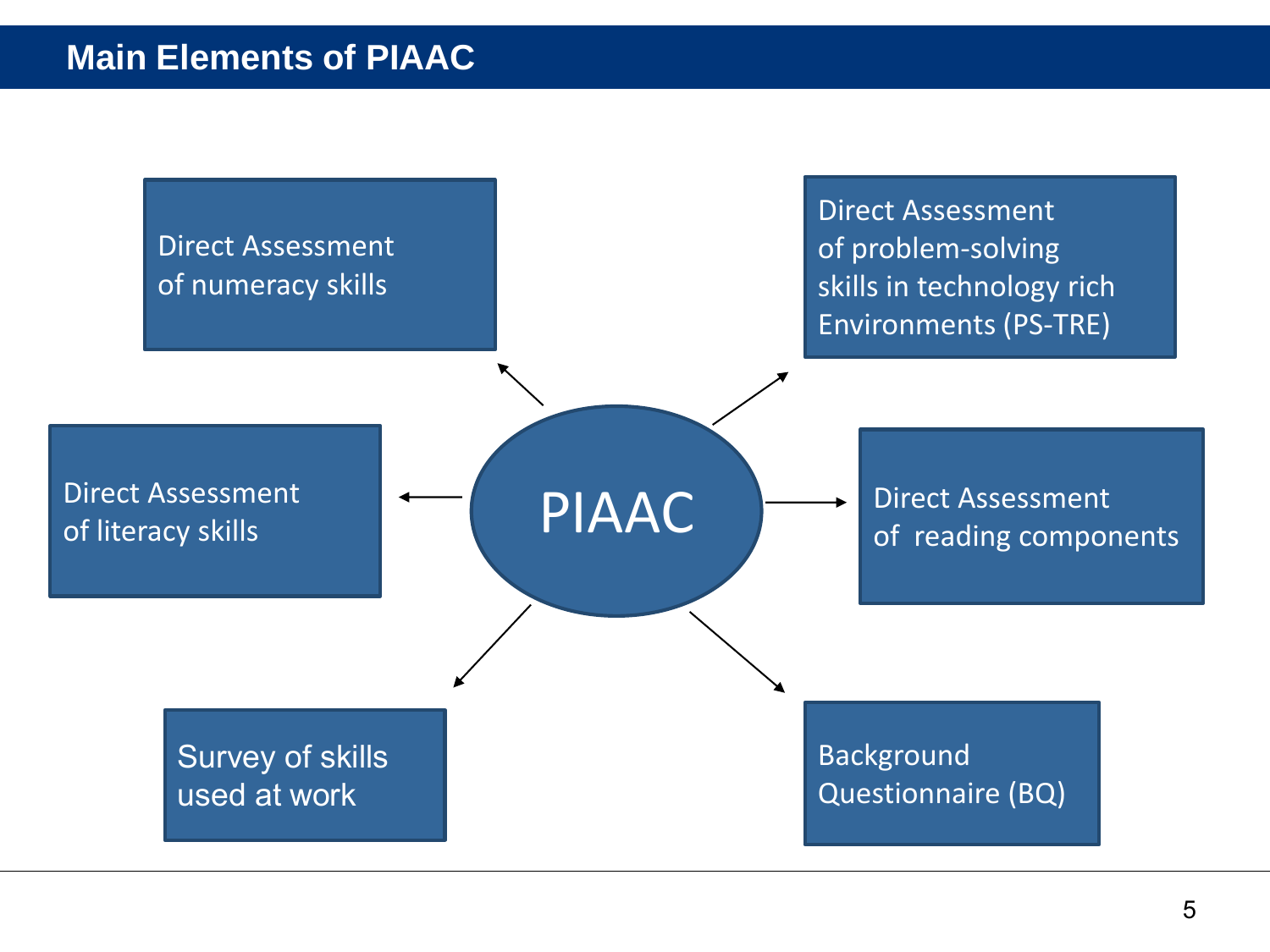# Main Elements of PIAAC

**PIAAC**

- Direct Assessment of numeracy skills
- Direct Assessment of problem-solving skills in technology rich Environments (PS-TRE)
- Direct Assessment of literacy skills
- Direct Assessment of reading components
- Survey of skills used at work
- Background Questionnaire (BQ)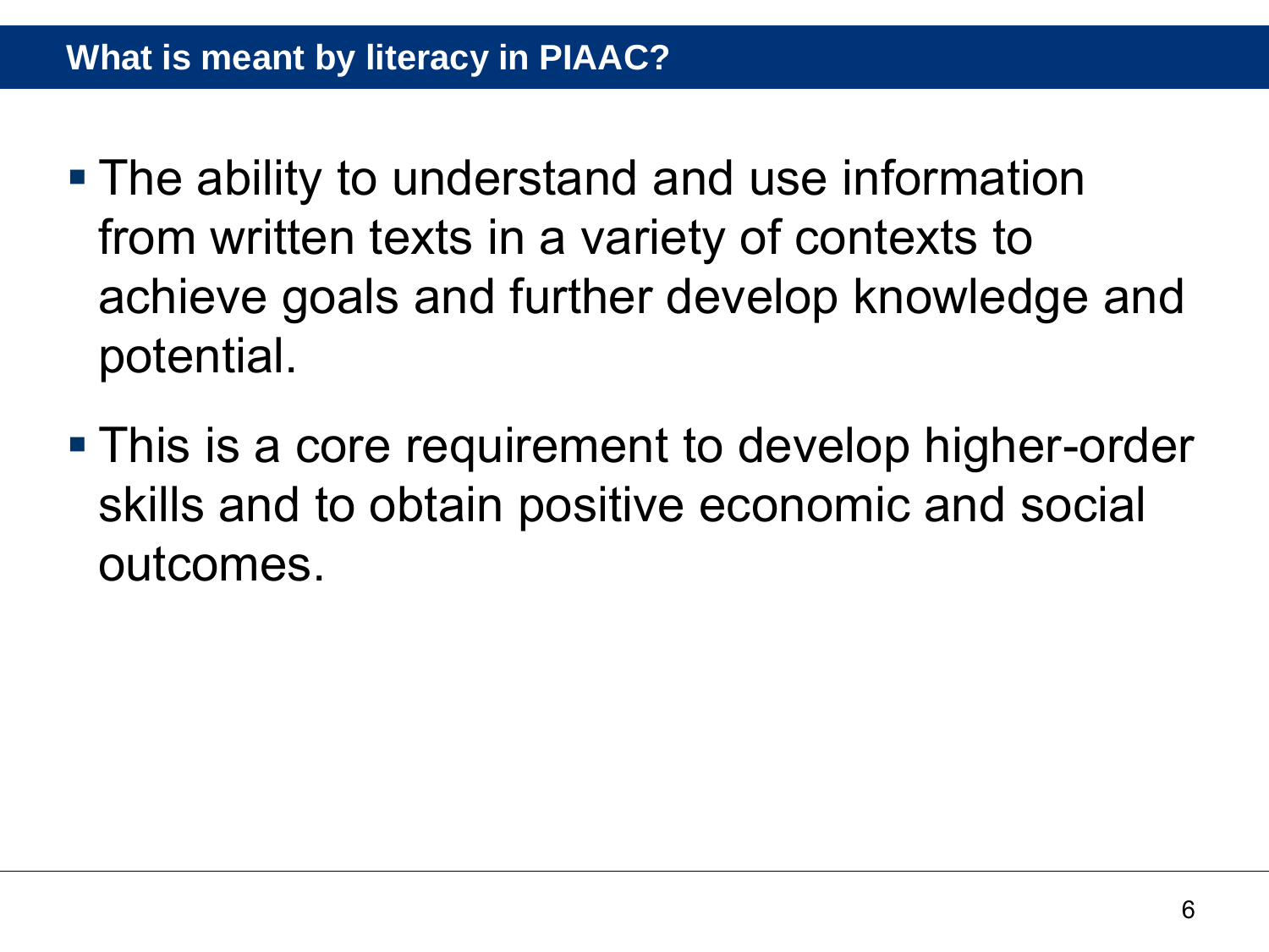## What is meant by literacy in PIAAC?

- The ability to understand and use information from written texts in a variety of contexts to achieve goals and further develop knowledge and potential.
- This is a core requirement to develop higher-order skills and to obtain positive economic and social outcomes.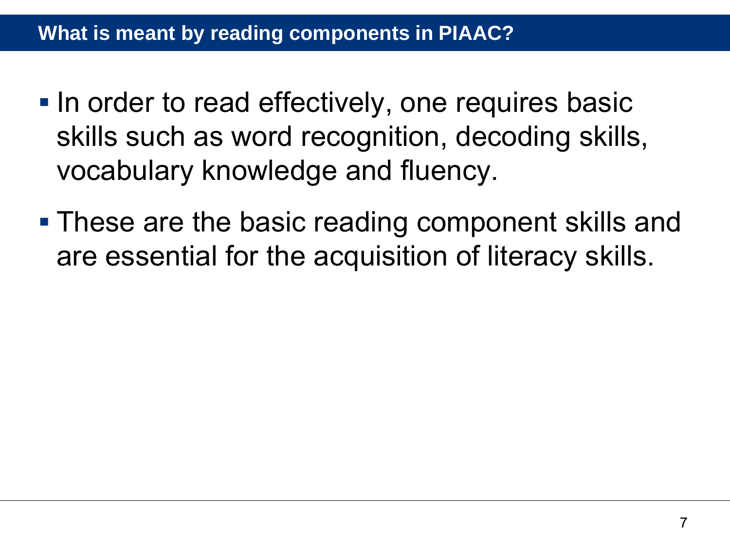## What is meant by reading components in PIAAC?

- In order to read effectively, one requires basic skills such as word recognition, decoding skills, vocabulary knowledge and fluency.
- These are the basic reading component skills and are essential for the acquisition of literacy skills.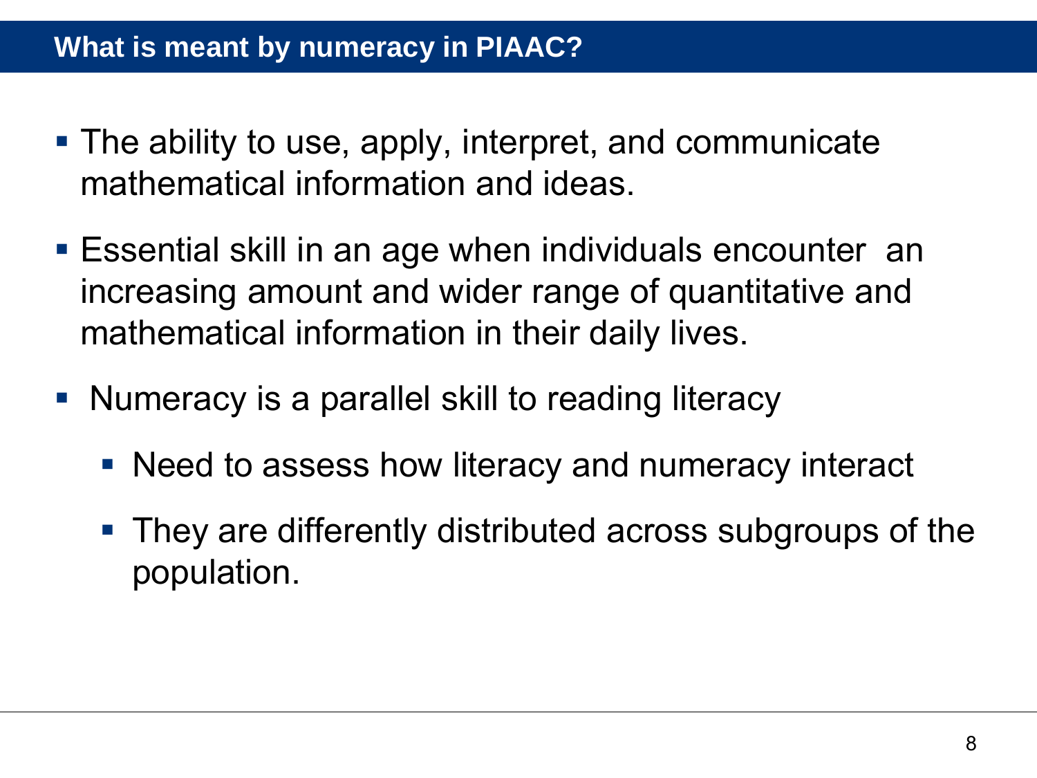## What is meant by numeracy in PIAAC?

- The ability to use, apply, interpret, and communicate mathematical information and ideas.
- Essential skill in an age when individuals encounter an increasing amount and wider range of quantitative and mathematical information in their daily lives.
- Numeracy is a parallel skill to reading literacy
  - Need to assess how literacy and numeracy interact
  - They are differently distributed across subgroups of the population.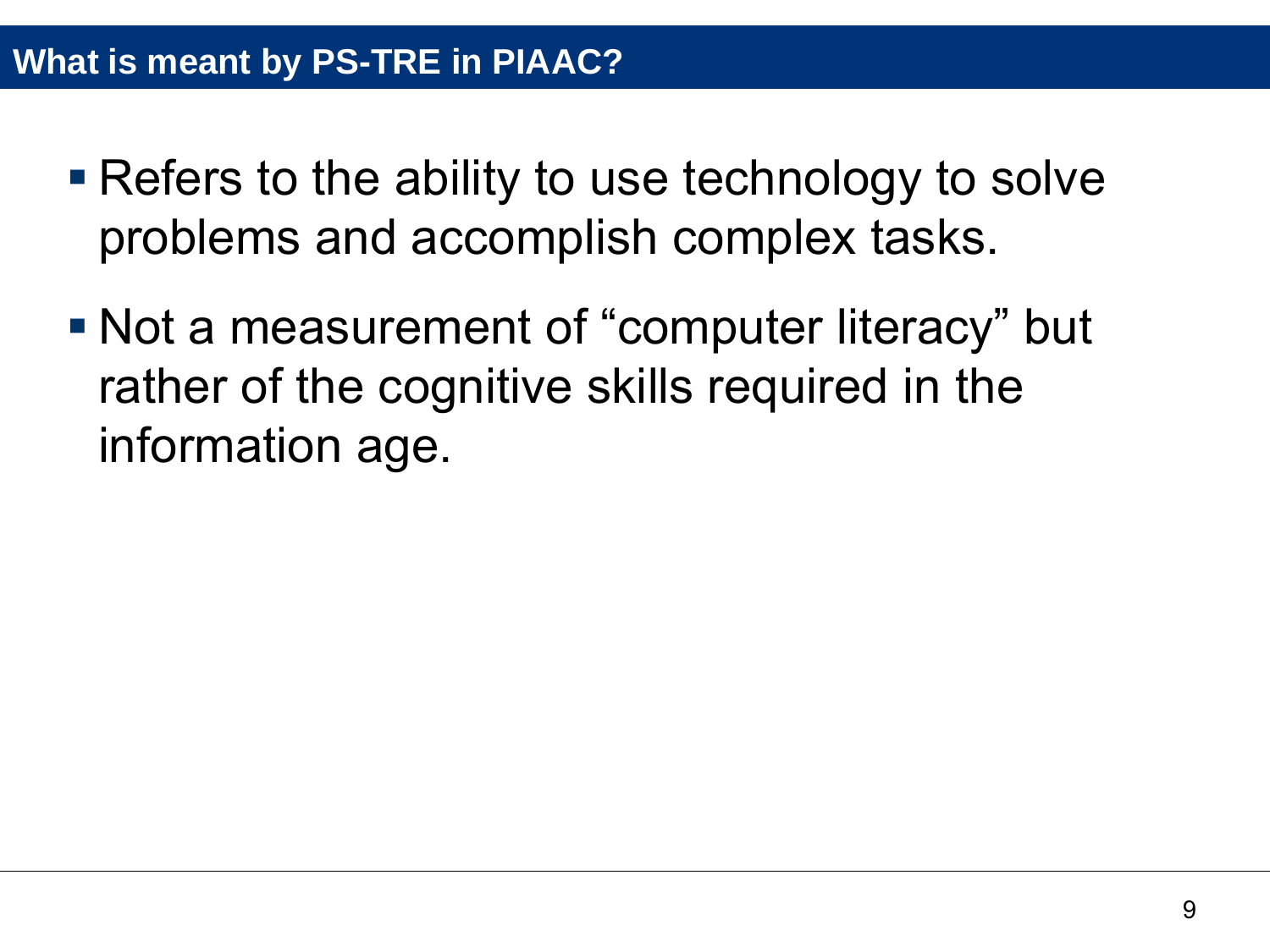## What is meant by PS-TRE in PIAAC?

- Refers to the ability to use technology to solve problems and accomplish complex tasks.
- Not a measurement of "computer literacy" but rather of the cognitive skills required in the information age.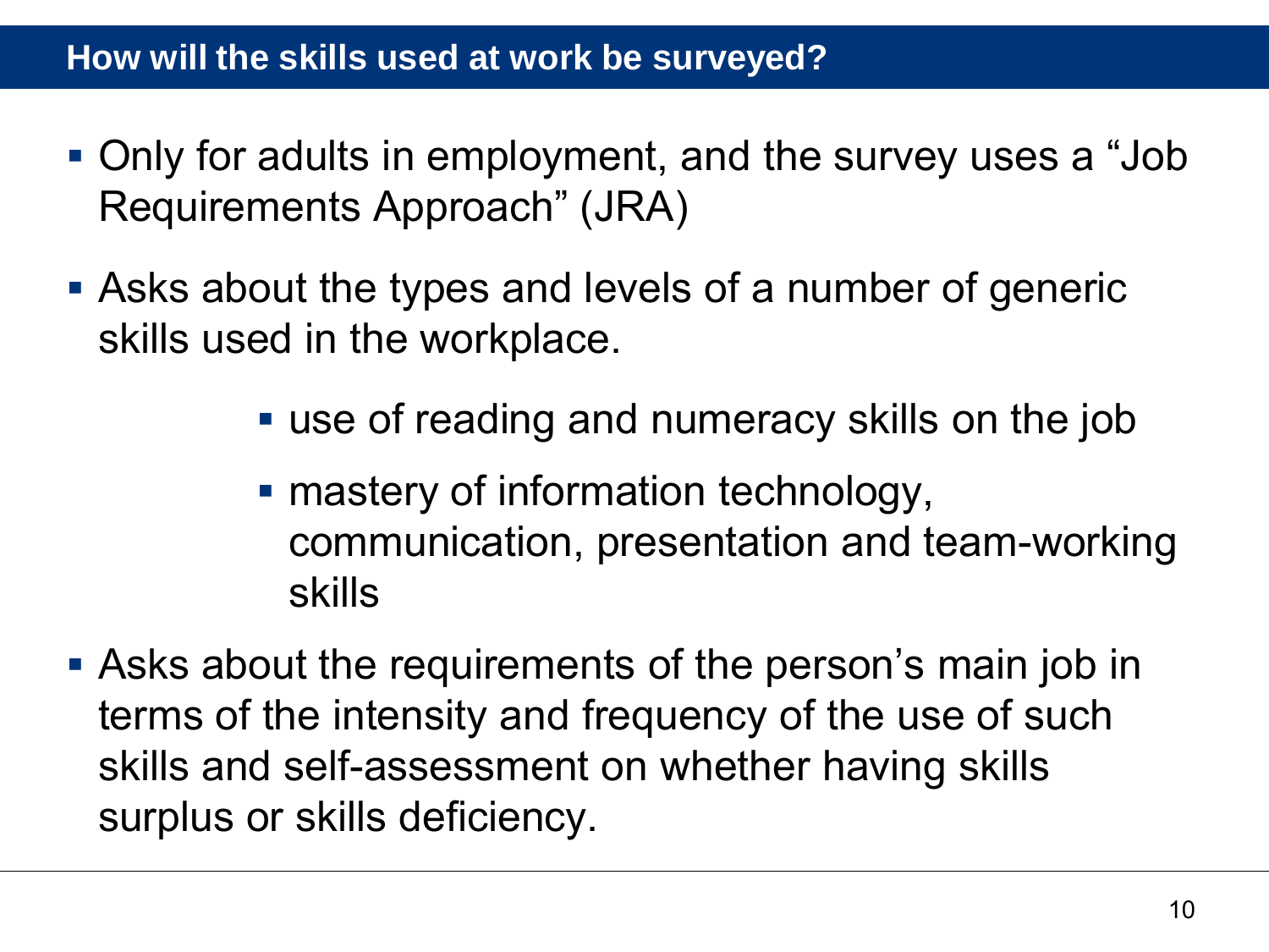## How will the skills used at work be surveyed?

- Only for adults in employment, and the survey uses a "Job Requirements Approach" (JRA)
- Asks about the types and levels of a number of generic skills used in the workplace.
  - use of reading and numeracy skills on the job
  - mastery of information technology, communication, presentation and team-working skills
- Asks about the requirements of the person's main job in terms of the intensity and frequency of the use of such skills and self-assessment on whether having skills surplus or skills deficiency.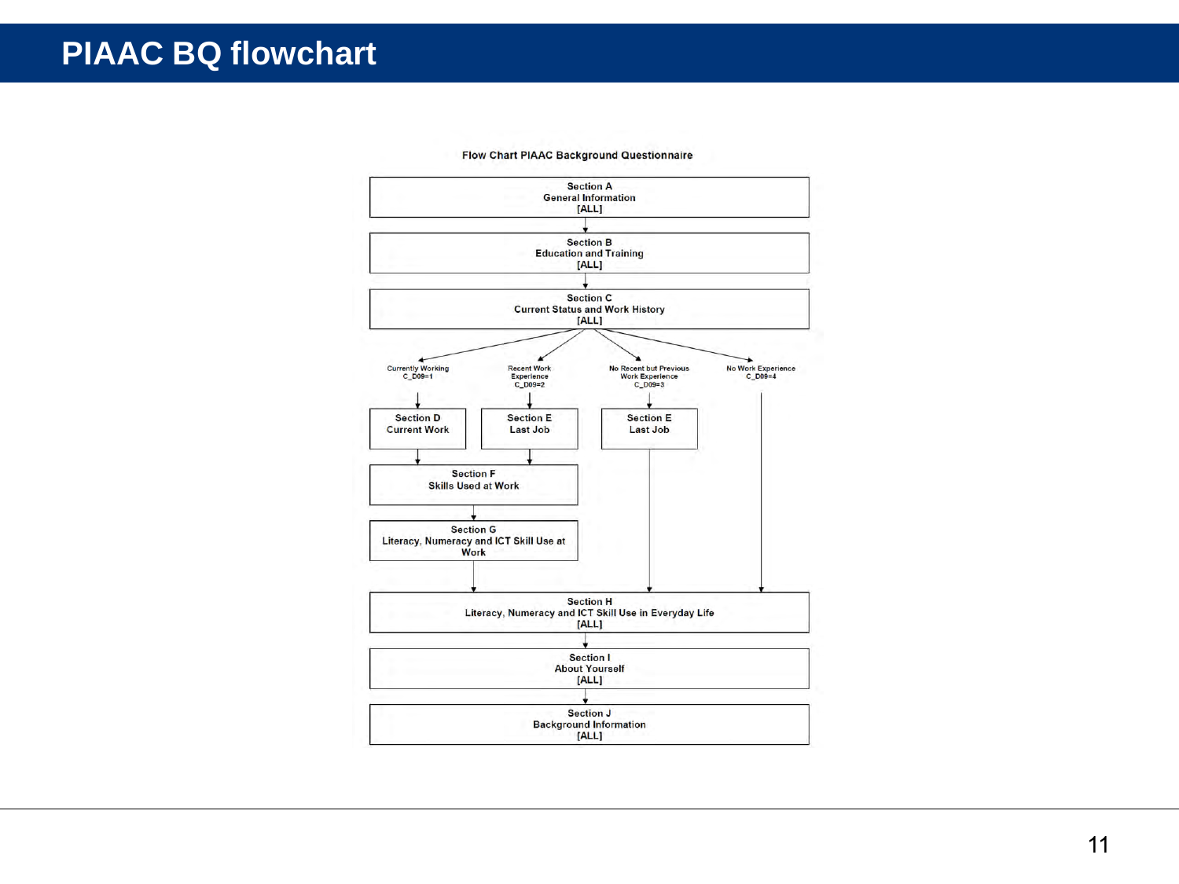# PIAAC BQ flowchart

**Flow Chart PIAAC Background Questionnaire**

**Section A**
General Information
[ALL]

↓

**Section B**
Education and Training
[ALL]

↓

**Section C**
Current Status and Work History
[ALL]

↓

- **Currently Working** (C_D09=1) → **Section D** Current Work → **Section F** Skills Used at Work → **Section G** Literacy, Numeracy and ICT Skill Use at Work → **Section H**
- **Recent Work Experience** (C_D09=2) → **Section E** Last Job → **Section F** Skills Used at Work → **Section G** Literacy, Numeracy and ICT Skill Use at Work → **Section H**
- **No Recent but Previous Work Experience** (C_D09=3) → **Section E** Last Job → **Section H**
- **No Work Experience** (C_D09=4) → **Section H**

**Section H**
Literacy, Numeracy and ICT Skill Use in Everyday Life
[ALL]

↓

**Section I**
About Yourself
[ALL]

↓

**Section J**
Background Information
[ALL]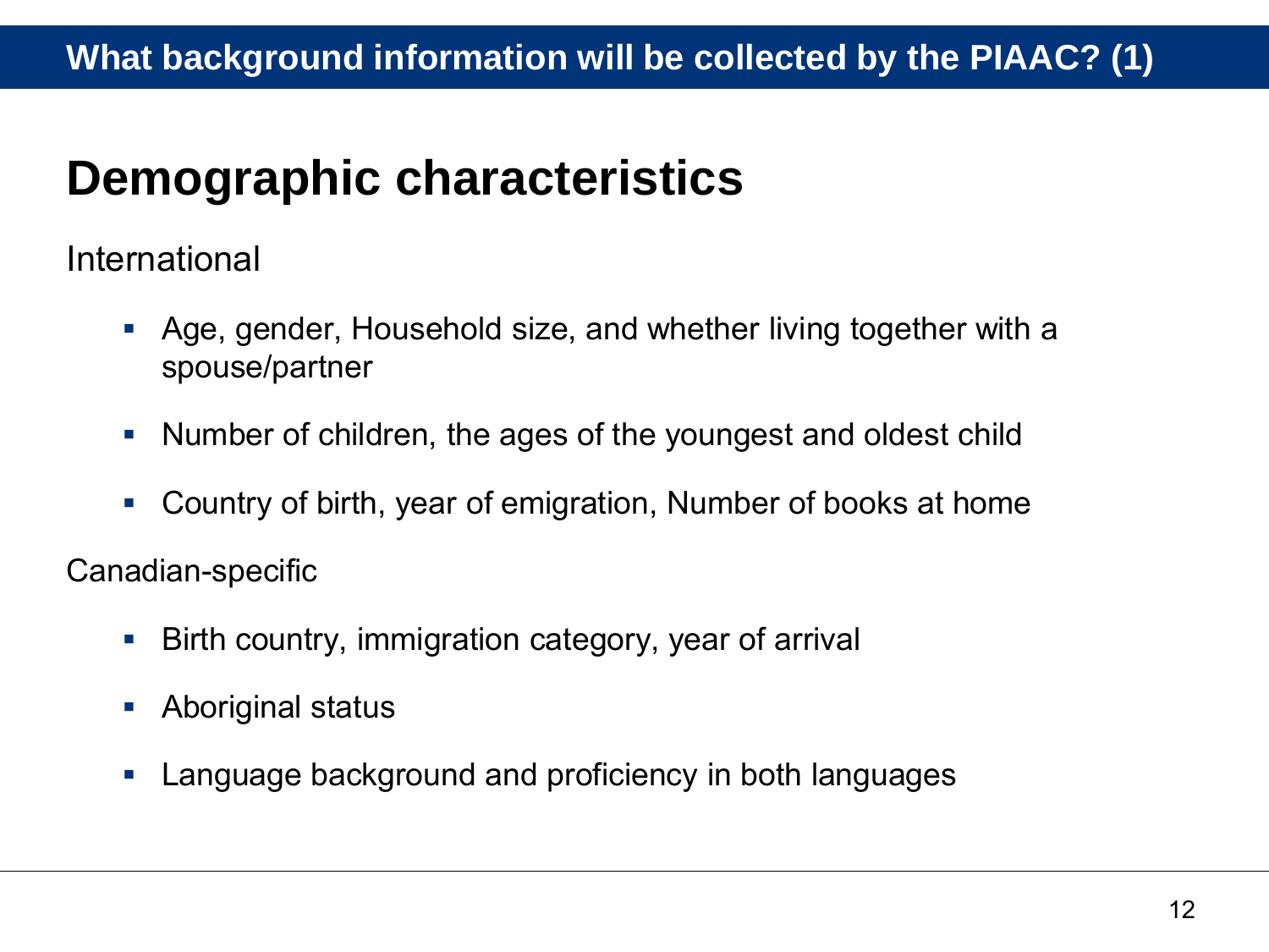## What background information will be collected by the PIAAC? (1)

# Demographic characteristics

International

- Age, gender, Household size, and whether living together with a spouse/partner
- Number of children, the ages of the youngest and oldest child
- Country of birth, year of emigration, Number of books at home

Canadian-specific

- Birth country, immigration category, year of arrival
- Aboriginal status
- Language background and proficiency in both languages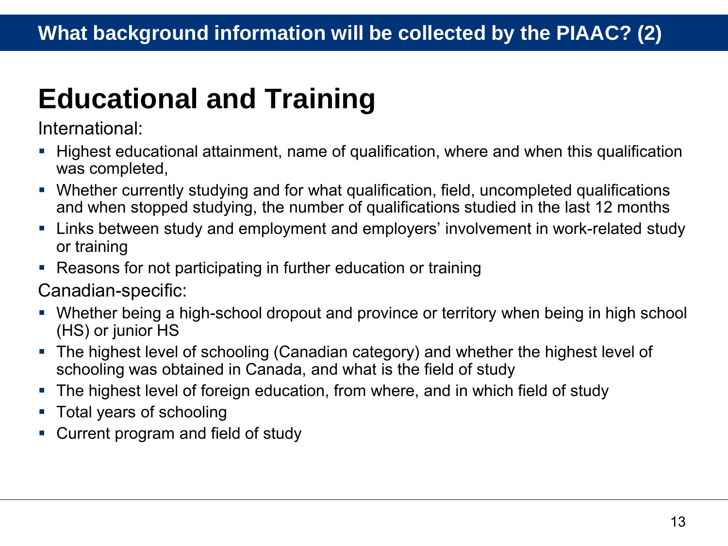## What background information will be collected by the PIAAC? (2)

# Educational and Training

International:

- Highest educational attainment, name of qualification, where and when this qualification was completed,
- Whether currently studying and for what qualification, field, uncompleted qualifications and when stopped studying, the number of qualifications studied in the last 12 months
- Links between study and employment and employers' involvement in work-related study or training
- Reasons for not participating in further education or training

Canadian-specific:

- Whether being a high-school dropout and province or territory when being in high school (HS) or junior HS
- The highest level of schooling (Canadian category) and whether the highest level of schooling was obtained in Canada, and what is the field of study
- The highest level of foreign education, from where, and in which field of study
- Total years of schooling
- Current program and field of study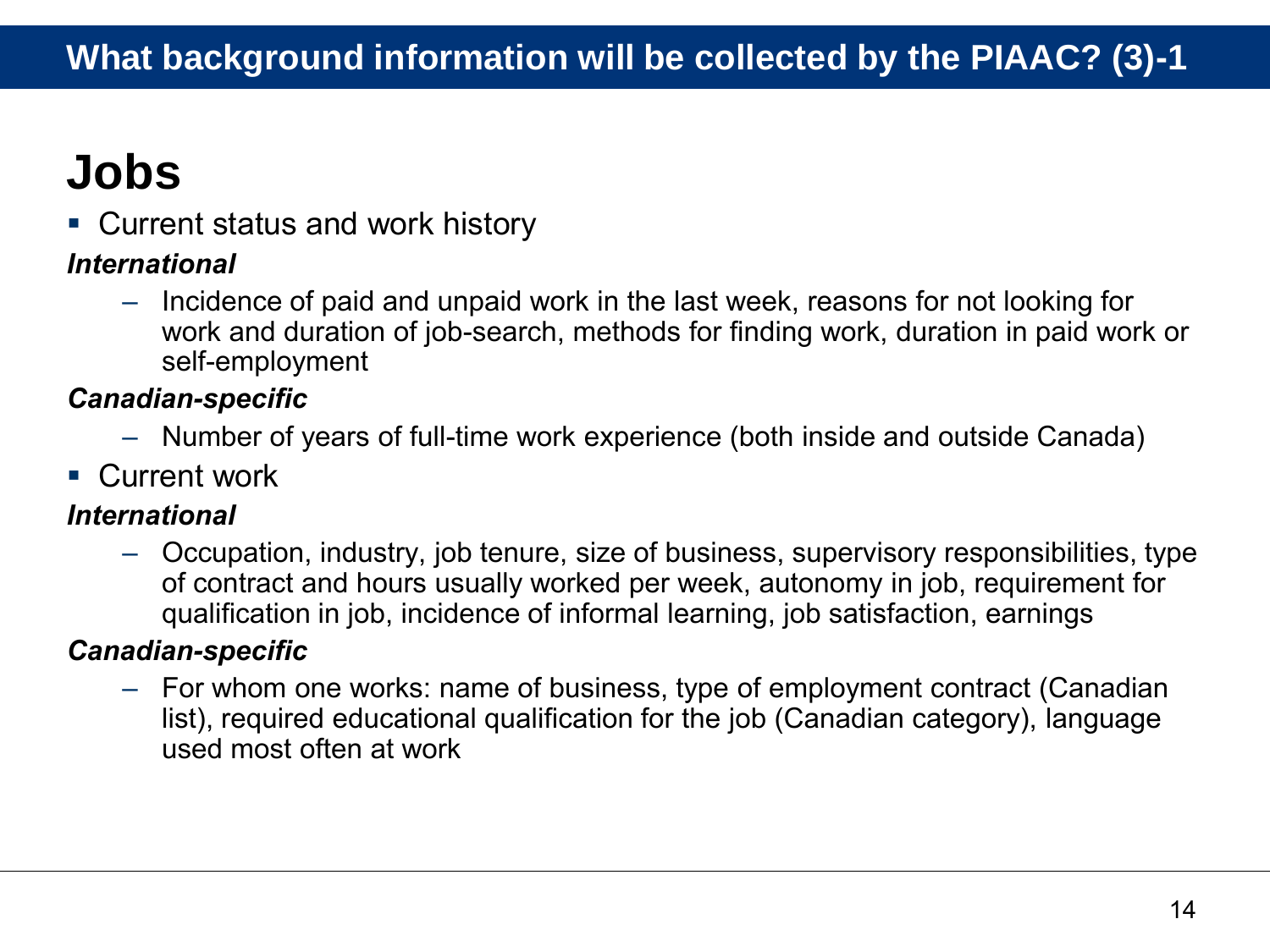# What background information will be collected by the PIAAC? (3)-1

## Jobs

- Current status and work history

***International***

  - Incidence of paid and unpaid work in the last week, reasons for not looking for work and duration of job-search, methods for finding work, duration in paid work or self-employment

***Canadian-specific***

  - Number of years of full-time work experience (both inside and outside Canada)

- Current work

***International***

  - Occupation, industry, job tenure, size of business, supervisory responsibilities, type of contract and hours usually worked per week, autonomy in job, requirement for qualification in job, incidence of informal learning, job satisfaction, earnings

***Canadian-specific***

  - For whom one works: name of business, type of employment contract (Canadian list), required educational qualification for the job (Canadian category), language used most often at work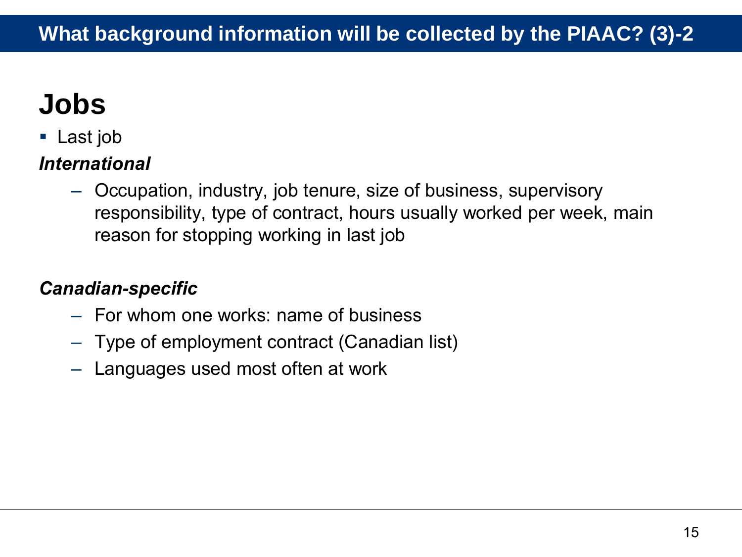# What background information will be collected by the PIAAC? (3)-2

## Jobs

- Last job

***International***

- Occupation, industry, job tenure, size of business, supervisory responsibility, type of contract, hours usually worked per week, main reason for stopping working in last job

***Canadian-specific***

- For whom one works: name of business
- Type of employment contract (Canadian list)
- Languages used most often at work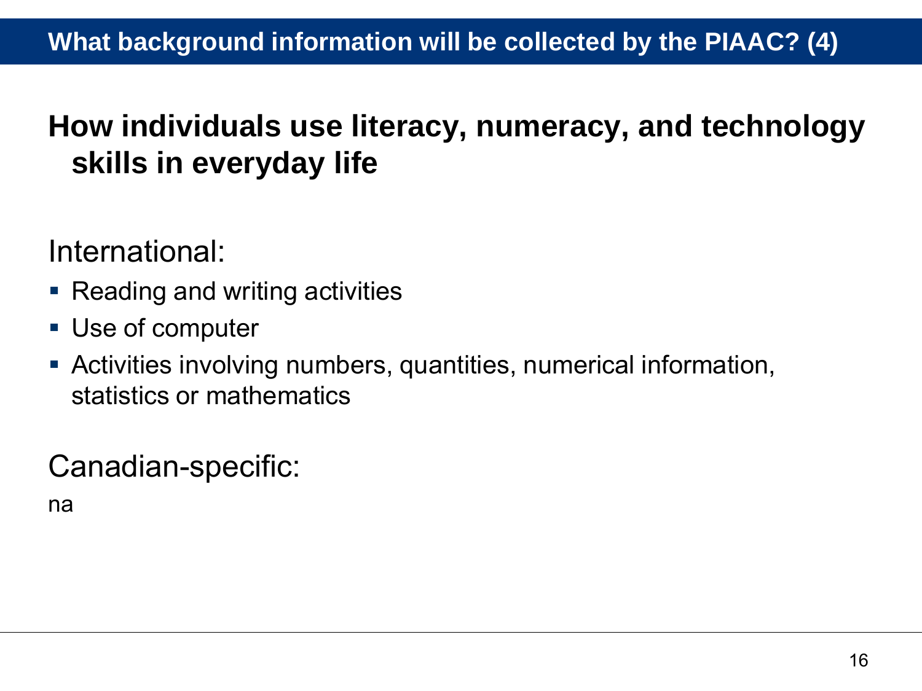# What background information will be collected by the PIAAC? (4)

## How individuals use literacy, numeracy, and technology skills in everyday life

International:

- Reading and writing activities
- Use of computer
- Activities involving numbers, quantities, numerical information, statistics or mathematics

Canadian-specific:

na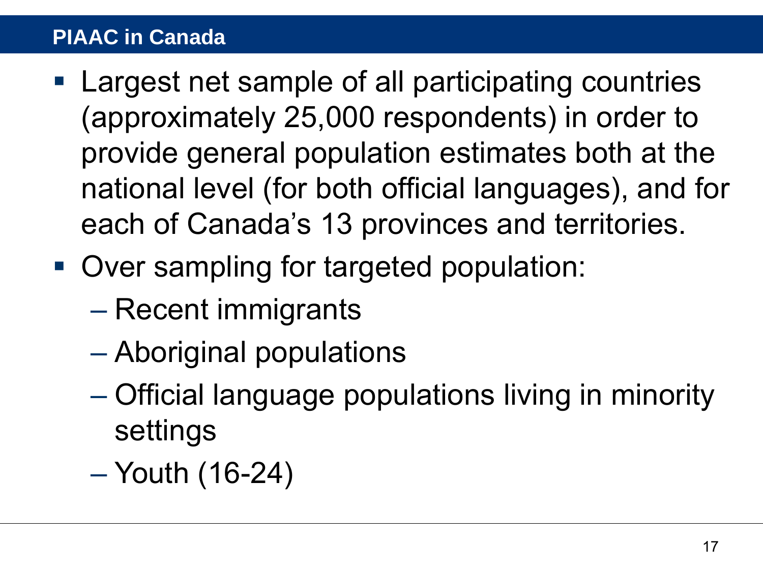## PIAAC in Canada

- Largest net sample of all participating countries (approximately 25,000 respondents) in order to provide general population estimates both at the national level (for both official languages), and for each of Canada's 13 provinces and territories.
- Over sampling for targeted population:
  - Recent immigrants
  - Aboriginal populations
  - Official language populations living in minority settings
  - Youth (16-24)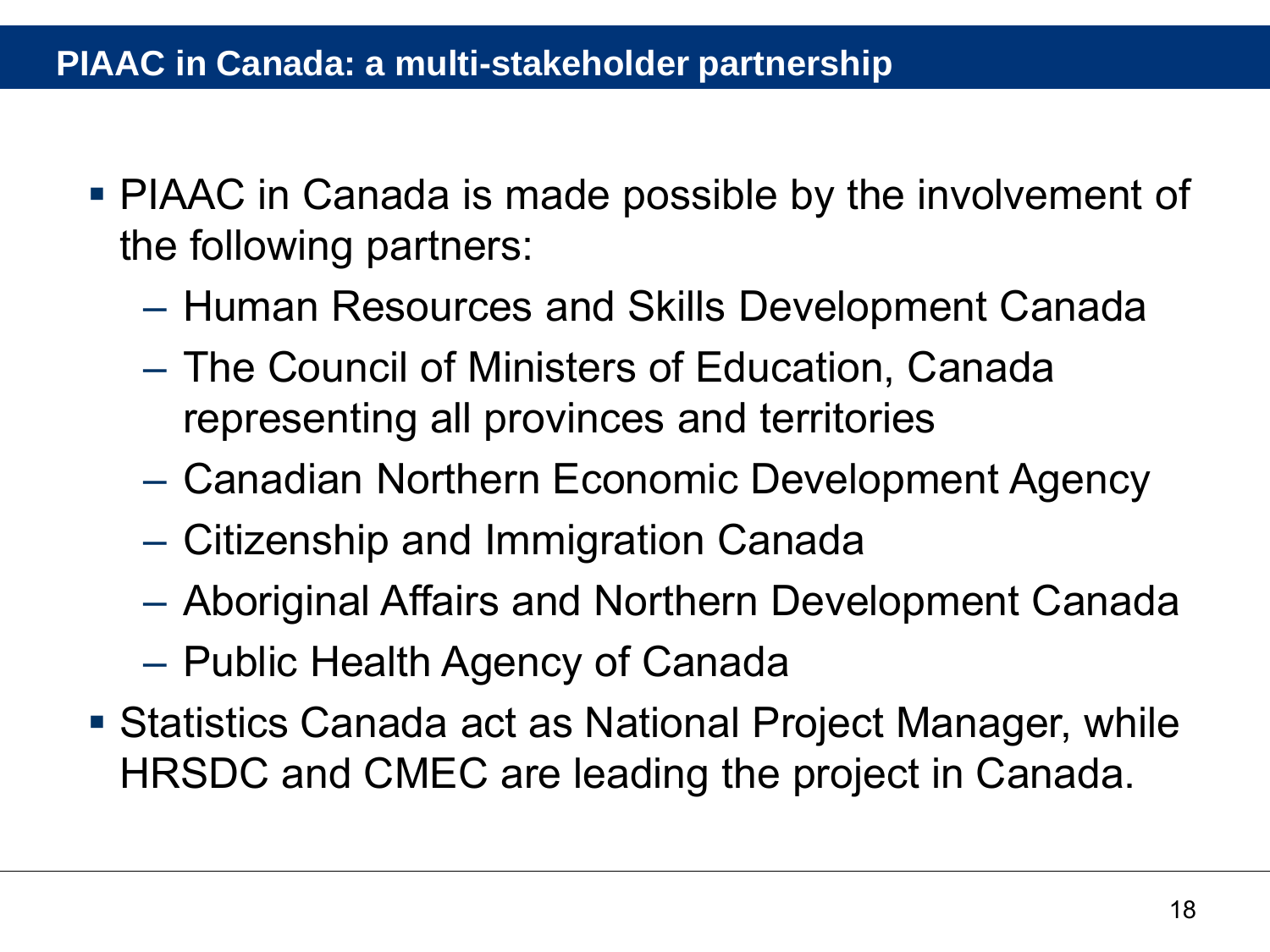## PIAAC in Canada: a multi-stakeholder partnership

- PIAAC in Canada is made possible by the involvement of the following partners:
  - Human Resources and Skills Development Canada
  - The Council of Ministers of Education, Canada representing all provinces and territories
  - Canadian Northern Economic Development Agency
  - Citizenship and Immigration Canada
  - Aboriginal Affairs and Northern Development Canada
  - Public Health Agency of Canada
- Statistics Canada act as National Project Manager, while HRSDC and CMEC are leading the project in Canada.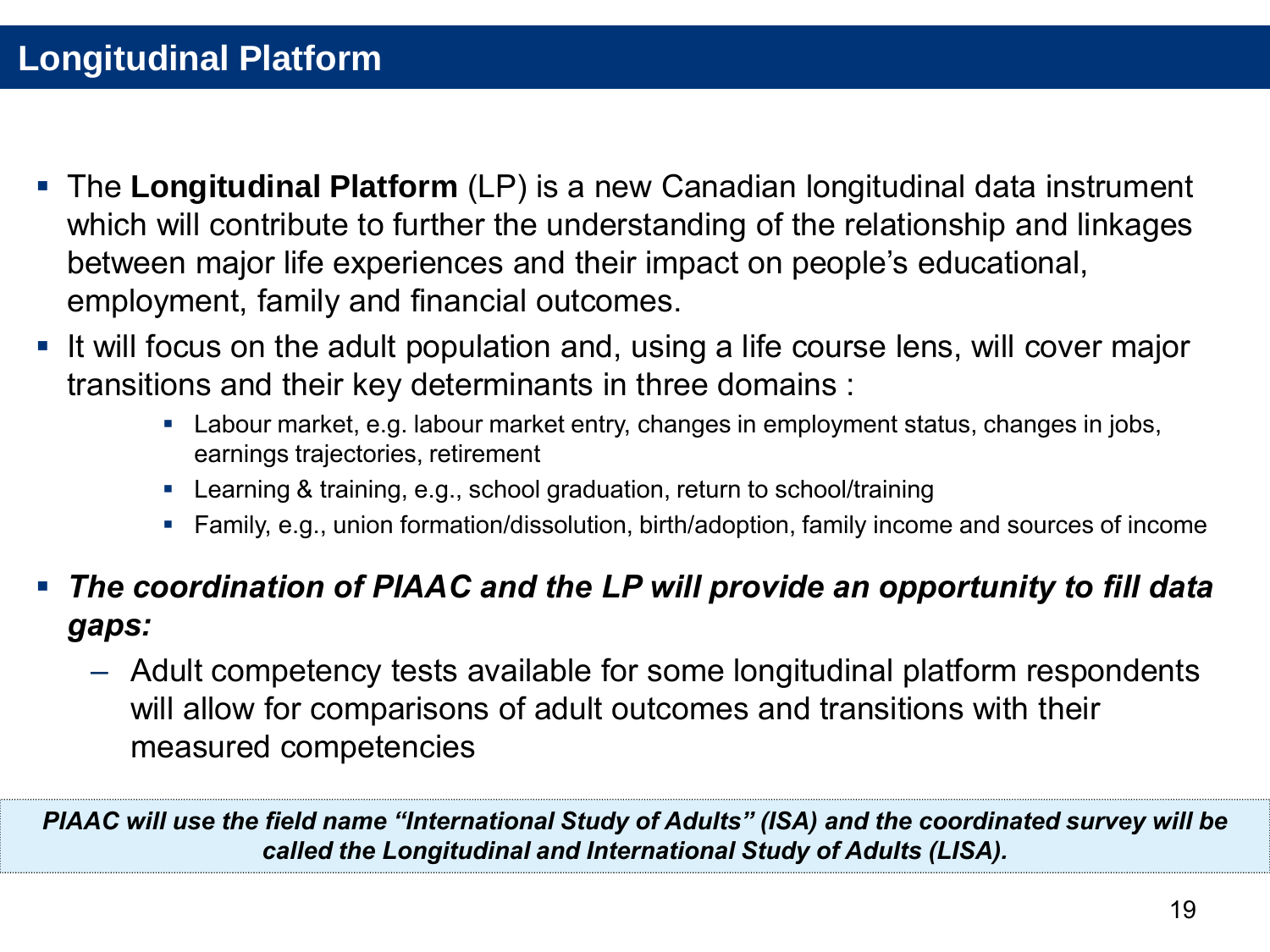# Longitudinal Platform

- The **Longitudinal Platform** (LP) is a new Canadian longitudinal data instrument which will contribute to further the understanding of the relationship and linkages between major life experiences and their impact on people's educational, employment, family and financial outcomes.
- It will focus on the adult population and, using a life course lens, will cover major transitions and their key determinants in three domains :
  - Labour market, e.g. labour market entry, changes in employment status, changes in jobs, earnings trajectories, retirement
  - Learning & training, e.g., school graduation, return to school/training
  - Family, e.g., union formation/dissolution, birth/adoption, family income and sources of income
- ***The coordination of PIAAC and the LP will provide an opportunity to fill data gaps:***
  - Adult competency tests available for some longitudinal platform respondents will allow for comparisons of adult outcomes and transitions with their measured competencies

***PIAAC will use the field name "International Study of Adults" (ISA) and the coordinated survey will be called the Longitudinal and International Study of Adults (LISA).***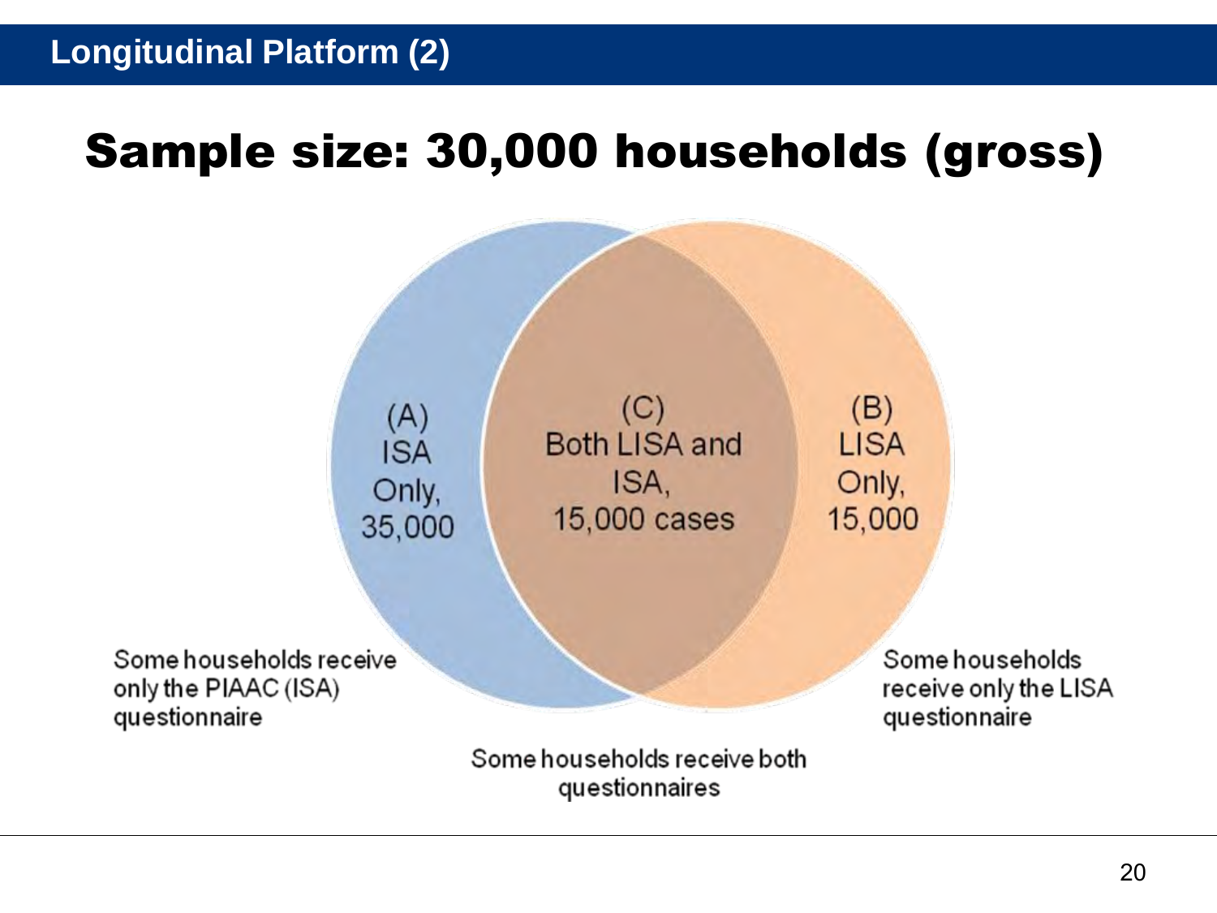## Longitudinal Platform (2)

# Sample size: 30,000 households (gross)

(A)
ISA
Only,
35,000

(C)
Both LISA and
ISA,
15,000 cases

(B)
LISA
Only,
15,000

Some households receive only the PIAAC (ISA) questionnaire

Some households receive only the LISA questionnaire

Some households receive both questionnaires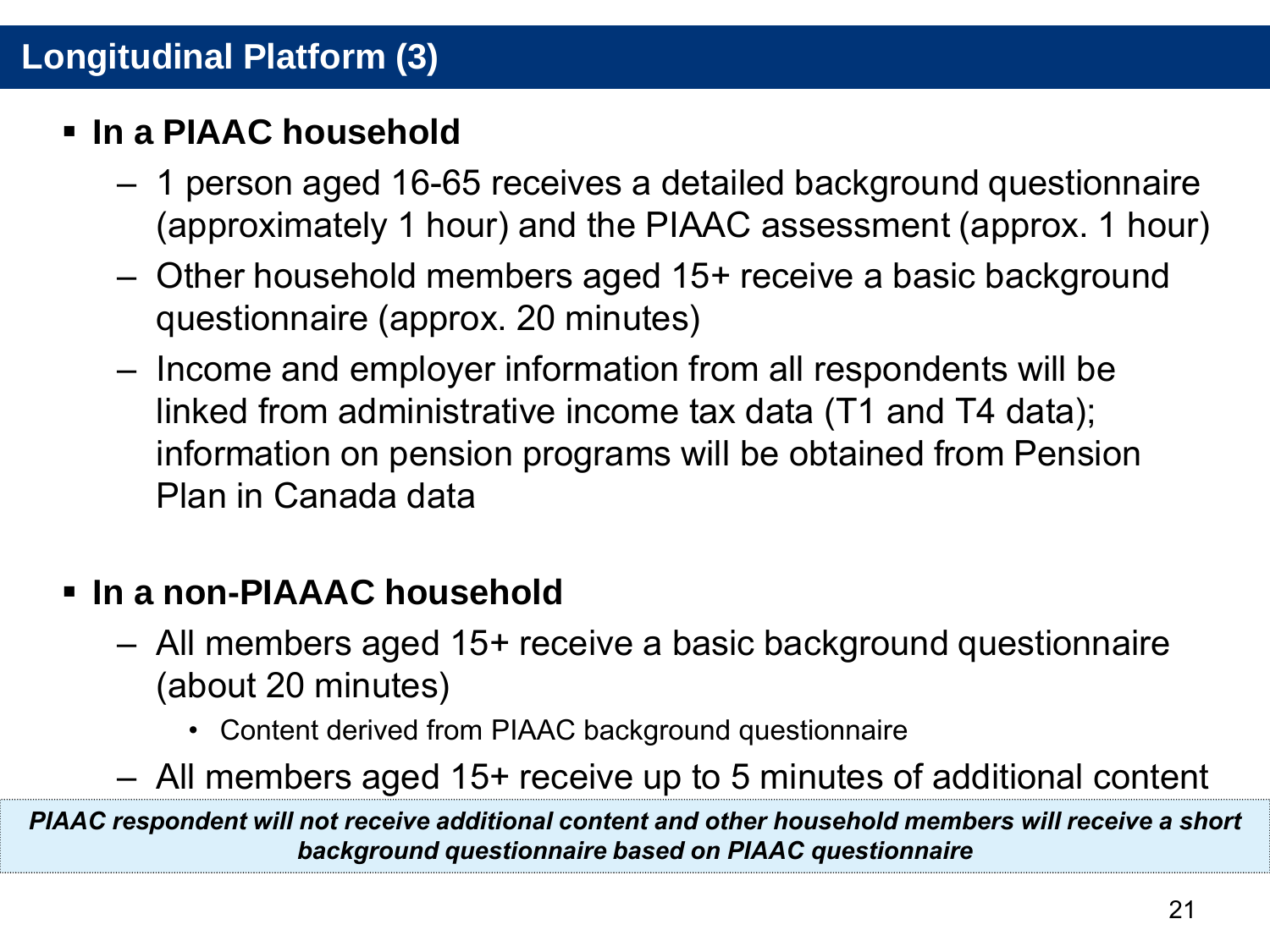## Longitudinal Platform (3)

- **In a PIAAC household**
  - 1 person aged 16-65 receives a detailed background questionnaire (approximately 1 hour) and the PIAAC assessment (approx. 1 hour)
  - Other household members aged 15+ receive a basic background questionnaire (approx. 20 minutes)
  - Income and employer information from all respondents will be linked from administrative income tax data (T1 and T4 data); information on pension programs will be obtained from Pension Plan in Canada data

- **In a non-PIAAAC household**
  - All members aged 15+ receive a basic background questionnaire (about 20 minutes)
    - Content derived from PIAAC background questionnaire
  - All members aged 15+ receive up to 5 minutes of additional content

***PIAAC respondent will not receive additional content and other household members will receive a short background questionnaire based on PIAAC questionnaire***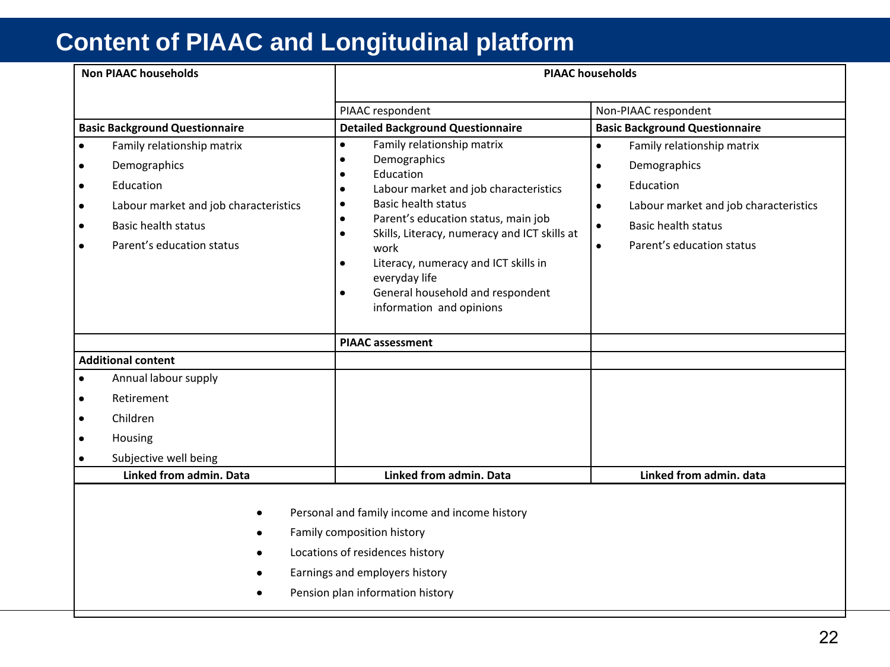# Content of PIAAC and Longitudinal platform

| Non PIAAC households | PIAAC households | |
|---|---|---|
| | PIAAC respondent | Non-PIAAC respondent |
| **Basic Background Questionnaire** | **Detailed Background Questionnaire** | **Basic Background Questionnaire** |
| • Family relationship matrix<br>• Demographics<br>• Education<br>• Labour market and job characteristics<br>• Basic health status<br>• Parent's education status | • Family relationship matrix<br>• Demographics<br>• Education<br>• Labour market and job characteristics<br>• Basic health status<br>• Parent's education status, main job<br>• Skills, Literacy, numeracy and ICT skills at work<br>• Literacy, numeracy and ICT skills in everyday life<br>• General household and respondent information and opinions | • Family relationship matrix<br>• Demographics<br>• Education<br>• Labour market and job characteristics<br>• Basic health status<br>• Parent's education status |
| | **PIAAC assessment** | |
| **Additional content** | | |
| • Annual labour supply<br>• Retirement<br>• Children<br>• Housing<br>• Subjective well being | | |
| **Linked from admin. Data** | **Linked from admin. Data** | **Linked from admin. data** |

- Personal and family income and income history
- Family composition history
- Locations of residences history
- Earnings and employers history
- Pension plan information history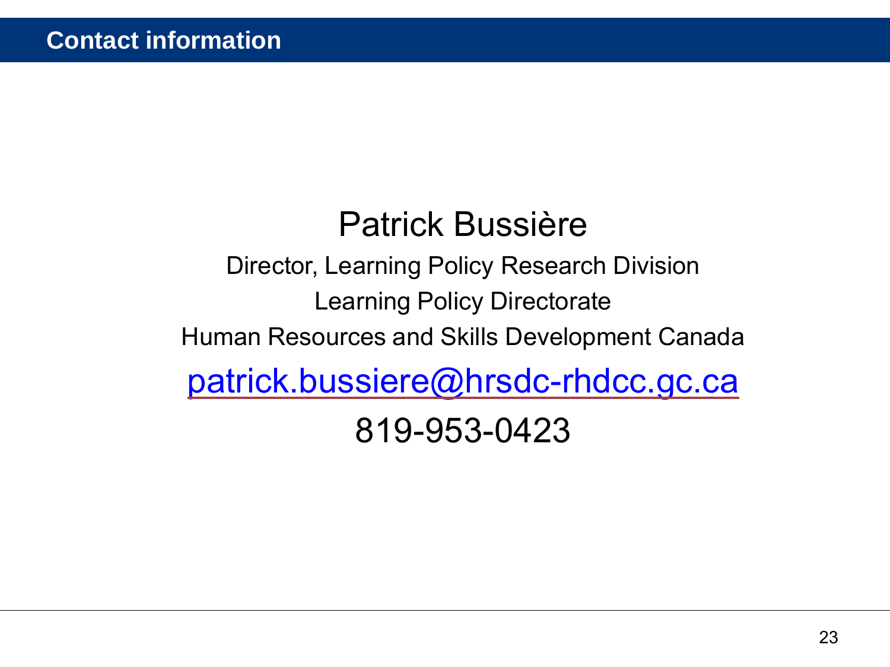# Contact information

Patrick Bussière

Director, Learning Policy Research Division

Learning Policy Directorate

Human Resources and Skills Development Canada

patrick.bussiere@hrsdc-rhdcc.gc.ca

819-953-0423